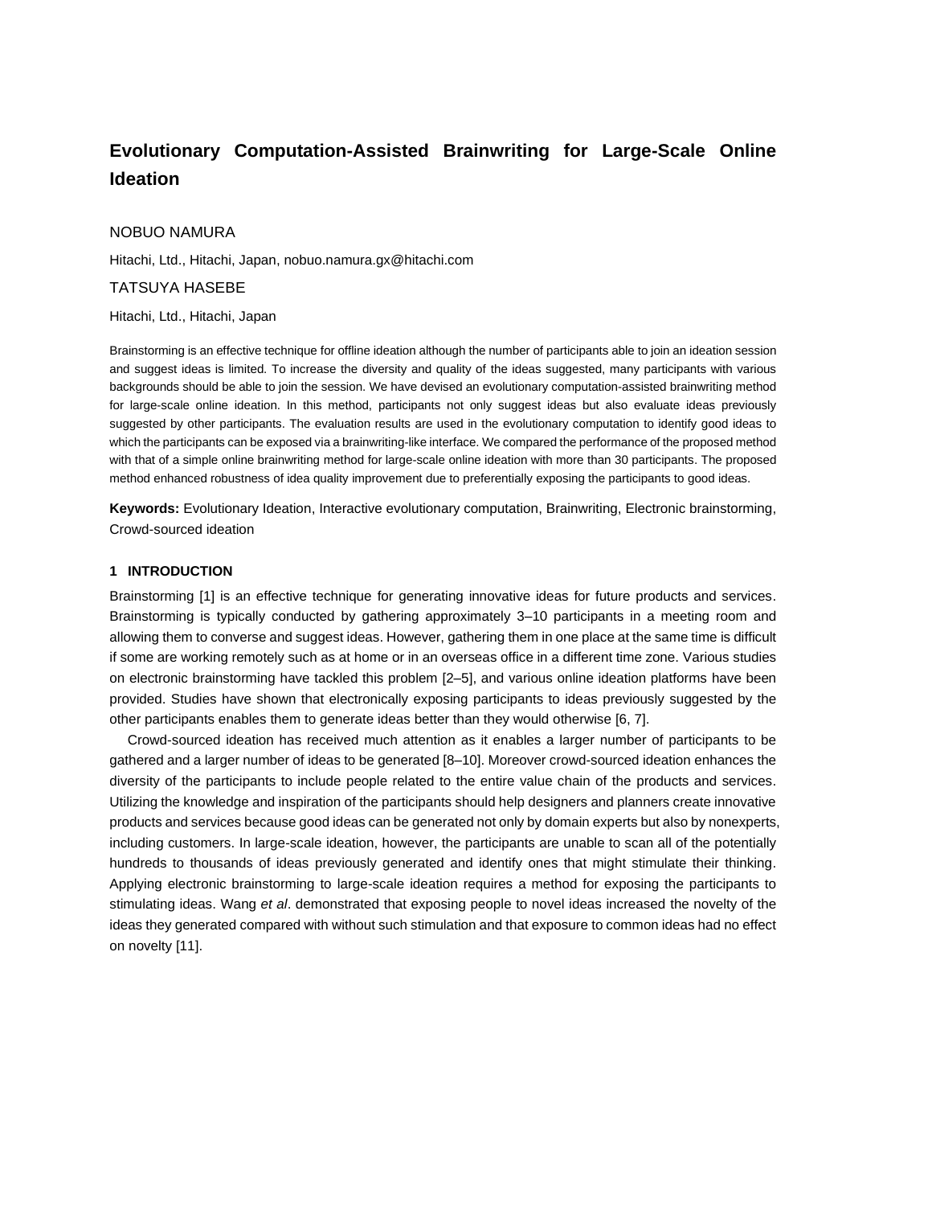# Evolutionary Computation-Assisted Brainwriting for Large-Scale Online Ideation

NOBUO NAMURA

Hitachi, Ltd., Hitachi, Japan, nobuo.namura.gx@hitachi.com

TATSUYA HASEBE

Hitachi, Ltd., Hitachi, Japan

Brainstorming is an effective technique for offline ideation although the number of participants able to join an ideation session and suggest ideas is limited. To increase the diversity and quality of the ideas suggested, many participants with various backgrounds should be able to join the session. We have devised an evolutionary computation-assisted brainwriting method for large-scale online ideation. In this method, participants not only suggest ideas but also evaluate ideas previously suggested by other participants. The evaluation results are used in the evolutionary computation to identify good ideas to which the participants can be exposed via a brainwriting-like interface. We compared the performance of the proposed method with that of a simple online brainwriting method for large-scale online ideation with more than 30 participants. The proposed method enhanced robustness of idea quality improvement due to preferentially exposing the participants to good ideas.

**Keywords:** Evolutionary Ideation, Interactive evolutionary computation, Brainwriting, Electronic brainstorming, Crowd-sourced ideation

## 1 INTRODUCTION

Brainstorming [1] is an effective technique for generating innovative ideas for future products and services. Brainstorming is typically conducted by gathering approximately 3–10 participants in a meeting room and allowing them to converse and suggest ideas. However, gathering them in one place at the same time is difficult if some are working remotely such as at home or in an overseas office in a different time zone. Various studies on electronic brainstorming have tackled this problem [2–5], and various online ideation platforms have been provided. Studies have shown that electronically exposing participants to ideas previously suggested by the other participants enables them to generate ideas better than they would otherwise [6, 7].

Crowd-sourced ideation has received much attention as it enables a larger number of participants to be gathered and a larger number of ideas to be generated [8–10]. Moreover crowd-sourced ideation enhances the diversity of the participants to include people related to the entire value chain of the products and services. Utilizing the knowledge and inspiration of the participants should help designers and planners create innovative products and services because good ideas can be generated not only by domain experts but also by nonexperts, including customers. In large-scale ideation, however, the participants are unable to scan all of the potentially hundreds to thousands of ideas previously generated and identify ones that might stimulate their thinking. Applying electronic brainstorming to large-scale ideation requires a method for exposing the participants to stimulating ideas. Wang *et al*. demonstrated that exposing people to novel ideas increased the novelty of the ideas they generated compared with without such stimulation and that exposure to common ideas had no effect on novelty [11].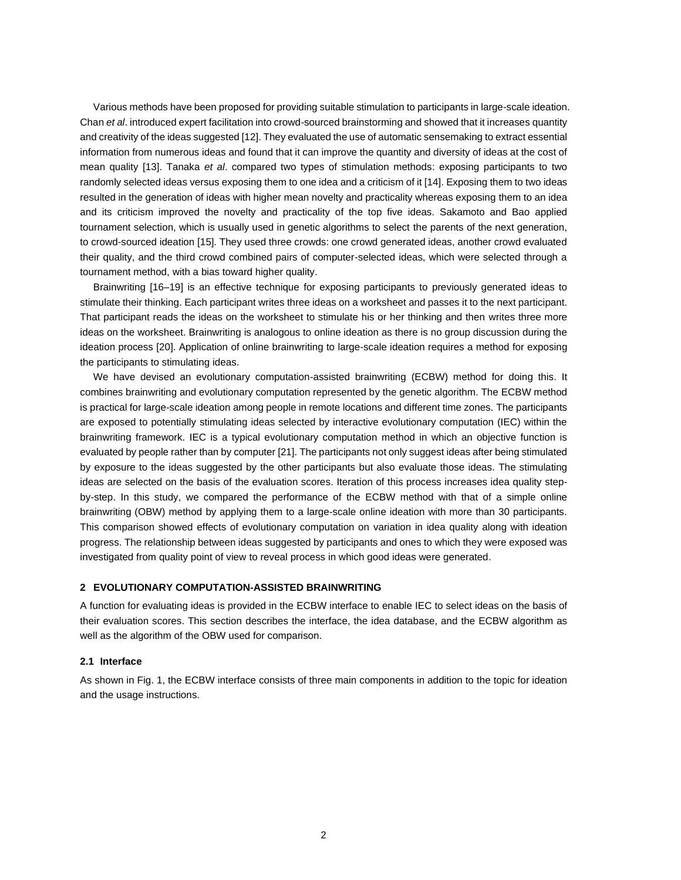Various methods have been proposed for providing suitable stimulation to participants in large-scale ideation. Chan *et al*. introduced expert facilitation into crowd-sourced brainstorming and showed that it increases quantity and creativity of the ideas suggested [12]. They evaluated the use of automatic sensemaking to extract essential information from numerous ideas and found that it can improve the quantity and diversity of ideas at the cost of mean quality [13]. Tanaka *et al*. compared two types of stimulation methods: exposing participants to two randomly selected ideas versus exposing them to one idea and a criticism of it [14]. Exposing them to two ideas resulted in the generation of ideas with higher mean novelty and practicality whereas exposing them to an idea and its criticism improved the novelty and practicality of the top five ideas. Sakamoto and Bao applied tournament selection, which is usually used in genetic algorithms to select the parents of the next generation, to crowd-sourced ideation [15]. They used three crowds: one crowd generated ideas, another crowd evaluated their quality, and the third crowd combined pairs of computer-selected ideas, which were selected through a tournament method, with a bias toward higher quality.

Brainwriting [16–19] is an effective technique for exposing participants to previously generated ideas to stimulate their thinking. Each participant writes three ideas on a worksheet and passes it to the next participant. That participant reads the ideas on the worksheet to stimulate his or her thinking and then writes three more ideas on the worksheet. Brainwriting is analogous to online ideation as there is no group discussion during the ideation process [20]. Application of online brainwriting to large-scale ideation requires a method for exposing the participants to stimulating ideas.

We have devised an evolutionary computation-assisted brainwriting (ECBW) method for doing this. It combines brainwriting and evolutionary computation represented by the genetic algorithm. The ECBW method is practical for large-scale ideation among people in remote locations and different time zones. The participants are exposed to potentially stimulating ideas selected by interactive evolutionary computation (IEC) within the brainwriting framework. IEC is a typical evolutionary computation method in which an objective function is evaluated by people rather than by computer [21]. The participants not only suggest ideas after being stimulated by exposure to the ideas suggested by the other participants but also evaluate those ideas. The stimulating ideas are selected on the basis of the evaluation scores. Iteration of this process increases idea quality step-by-step. In this study, we compared the performance of the ECBW method with that of a simple online brainwriting (OBW) method by applying them to a large-scale online ideation with more than 30 participants. This comparison showed effects of evolutionary computation on variation in idea quality along with ideation progress. The relationship between ideas suggested by participants and ones to which they were exposed was investigated from quality point of view to reveal process in which good ideas were generated.

## 2 EVOLUTIONARY COMPUTATION-ASSISTED BRAINWRITING

A function for evaluating ideas is provided in the ECBW interface to enable IEC to select ideas on the basis of their evaluation scores. This section describes the interface, the idea database, and the ECBW algorithm as well as the algorithm of the OBW used for comparison.

### 2.1 Interface

As shown in Fig. 1, the ECBW interface consists of three main components in addition to the topic for ideation and the usage instructions.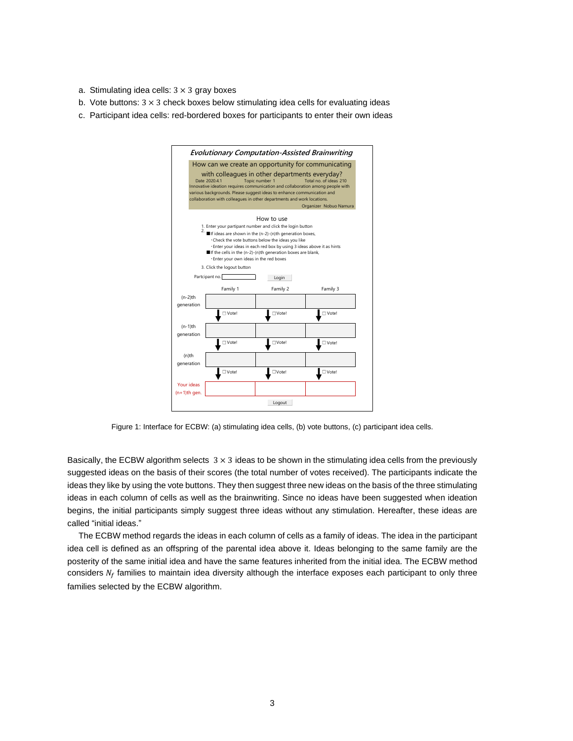a. Stimulating idea cells: $3 \times 3$ gray boxes
b. Vote buttons: $3 \times 3$ check boxes below stimulating idea cells for evaluating ideas
c. Participant idea cells: red-bordered boxes for participants to enter their own ideas

Figure 1: Interface for ECBW: (a) stimulating idea cells, (b) vote buttons, (c) participant idea cells.

Basically, the ECBW algorithm selects $3 \times 3$ ideas to be shown in the stimulating idea cells from the previously suggested ideas on the basis of their scores (the total number of votes received). The participants indicate the ideas they like by using the vote buttons. They then suggest three new ideas on the basis of the three stimulating ideas in each column of cells as well as the brainwriting. Since no ideas have been suggested when ideation begins, the initial participants simply suggest three ideas without any stimulation. Hereafter, these ideas are called "initial ideas."

The ECBW method regards the ideas in each column of cells as a family of ideas. The idea in the participant idea cell is defined as an offspring of the parental idea above it. Ideas belonging to the same family are the posterity of the same initial idea and have the same features inherited from the initial idea. The ECBW method considers $N_f$ families to maintain idea diversity although the interface exposes each participant to only three families selected by the ECBW algorithm.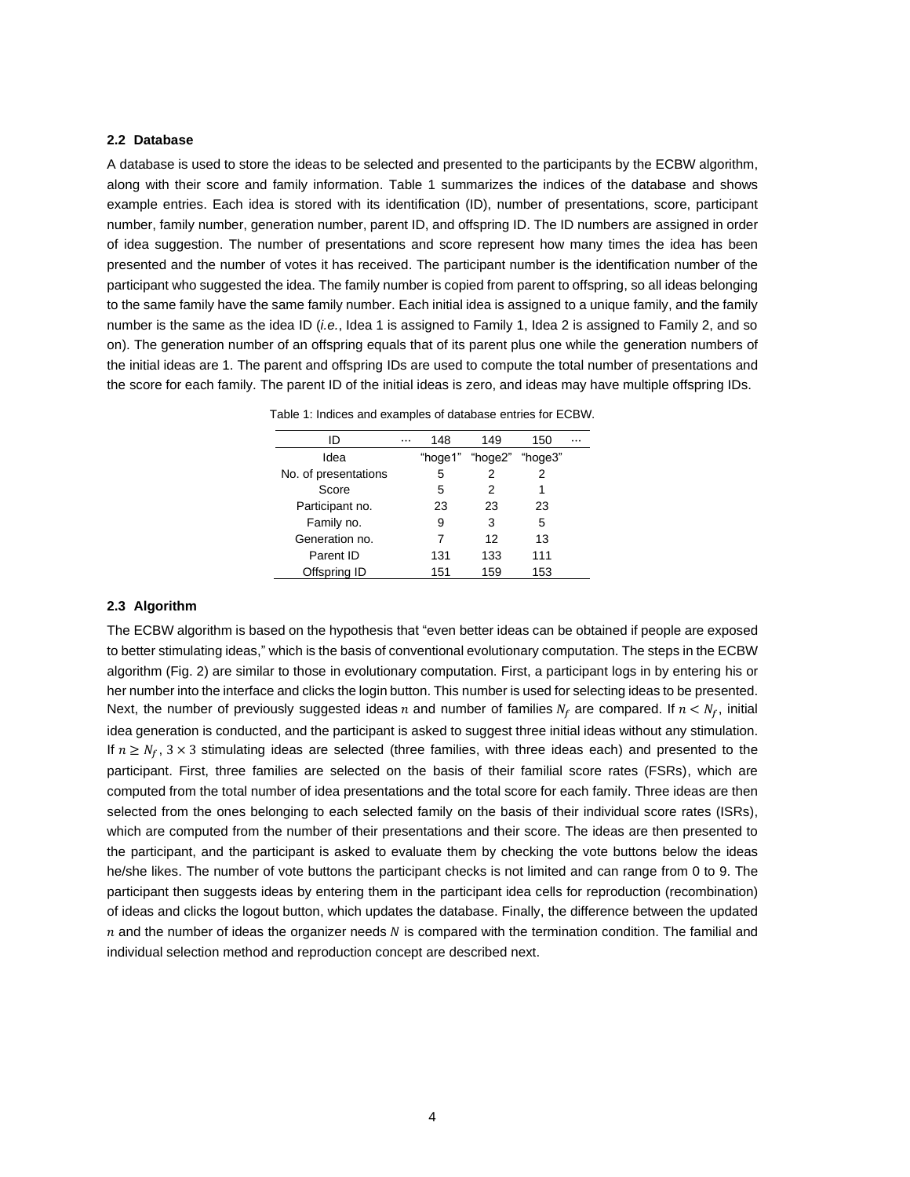### 2.2 Database

A database is used to store the ideas to be selected and presented to the participants by the ECBW algorithm, along with their score and family information. Table 1 summarizes the indices of the database and shows example entries. Each idea is stored with its identification (ID), number of presentations, score, participant number, family number, generation number, parent ID, and offspring ID. The ID numbers are assigned in order of idea suggestion. The number of presentations and score represent how many times the idea has been presented and the number of votes it has received. The participant number is the identification number of the participant who suggested the idea. The family number is copied from parent to offspring, so all ideas belonging to the same family have the same family number. Each initial idea is assigned to a unique family, and the family number is the same as the idea ID (*i.e.*, Idea 1 is assigned to Family 1, Idea 2 is assigned to Family 2, and so on). The generation number of an offspring equals that of its parent plus one while the generation numbers of the initial ideas are 1. The parent and offspring IDs are used to compute the total number of presentations and the score for each family. The parent ID of the initial ideas is zero, and ideas may have multiple offspring IDs.

Table 1: Indices and examples of database entries for ECBW.

| ID | ⋯ | 148 | 149 | 150 | ⋯ |
|---|---|---|---|---|---|
| Idea | | "hoge1" | "hoge2" | "hoge3" | |
| No. of presentations | | 5 | 2 | 2 | |
| Score | | 5 | 2 | 1 | |
| Participant no. | | 23 | 23 | 23 | |
| Family no. | | 9 | 3 | 5 | |
| Generation no. | | 7 | 12 | 13 | |
| Parent ID | | 131 | 133 | 111 | |
| Offspring ID | | 151 | 159 | 153 | |

### 2.3 Algorithm

The ECBW algorithm is based on the hypothesis that "even better ideas can be obtained if people are exposed to better stimulating ideas," which is the basis of conventional evolutionary computation. The steps in the ECBW algorithm (Fig. 2) are similar to those in evolutionary computation. First, a participant logs in by entering his or her number into the interface and clicks the login button. This number is used for selecting ideas to be presented. Next, the number of previously suggested ideas $n$ and number of families $N_f$ are compared. If $n < N_f$, initial idea generation is conducted, and the participant is asked to suggest three initial ideas without any stimulation. If $n \geq N_f$, $3 \times 3$ stimulating ideas are selected (three families, with three ideas each) and presented to the participant. First, three families are selected on the basis of their familial score rates (FSRs), which are computed from the total number of idea presentations and the total score for each family. Three ideas are then selected from the ones belonging to each selected family on the basis of their individual score rates (ISRs), which are computed from the number of their presentations and their score. The ideas are then presented to the participant, and the participant is asked to evaluate them by checking the vote buttons below the ideas he/she likes. The number of vote buttons the participant checks is not limited and can range from 0 to 9. The participant then suggests ideas by entering them in the participant idea cells for reproduction (recombination) of ideas and clicks the logout button, which updates the database. Finally, the difference between the updated $n$ and the number of ideas the organizer needs $N$ is compared with the termination condition. The familial and individual selection method and reproduction concept are described next.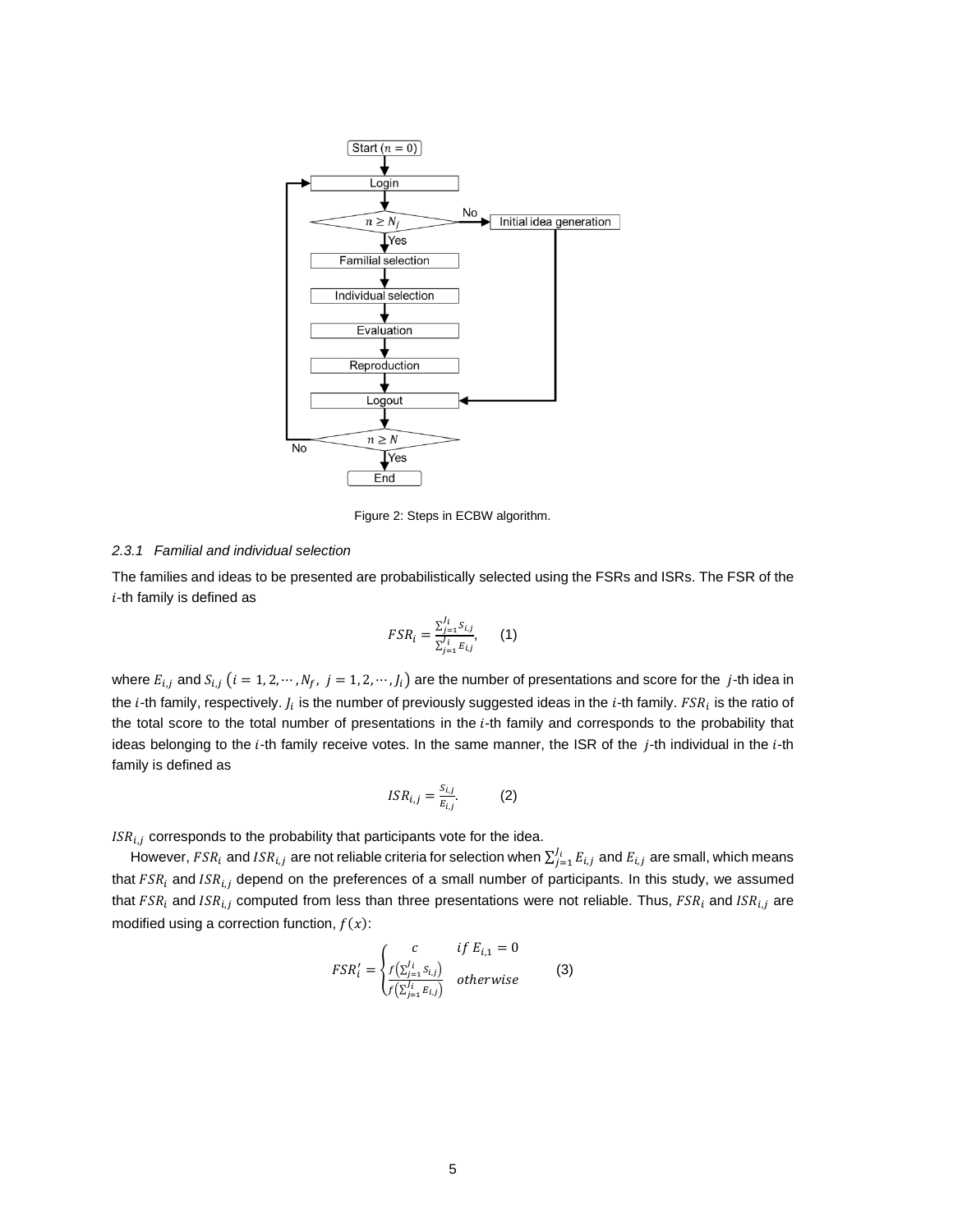Figure 2: Steps in ECBW algorithm.

### 2.3.1 Familial and individual selection

The families and ideas to be presented are probabilistically selected using the FSRs and ISRs. The FSR of the $i$-th family is defined as

$$FSR_i = \frac{\sum_{j=1}^{J_i} S_{i,j}}{\sum_{j=1}^{J_i} E_{i,j}}, \qquad (1)$$

where $E_{i,j}$ and $S_{i,j}$ $(i = 1, 2, \cdots, N_f,\ j = 1, 2, \cdots, J_i)$ are the number of presentations and score for the $j$-th idea in the $i$-th family, respectively. $J_i$ is the number of previously suggested ideas in the $i$-th family. $FSR_i$ is the ratio of the total score to the total number of presentations in the $i$-th family and corresponds to the probability that ideas belonging to the $i$-th family receive votes. In the same manner, the ISR of the $j$-th individual in the $i$-th family is defined as

$$ISR_{i,j} = \frac{S_{i,j}}{E_{i,j}}. \qquad (2)$$

$ISR_{i,j}$ corresponds to the probability that participants vote for the idea.

However, $FSR_i$ and $ISR_{i,j}$ are not reliable criteria for selection when $\sum_{j=1}^{J_i} E_{i,j}$ and $E_{i,j}$ are small, which means that $FSR_i$ and $ISR_{i,j}$ depend on the preferences of a small number of participants. In this study, we assumed that $FSR_i$ and $ISR_{i,j}$ computed from less than three presentations were not reliable. Thus, $FSR_i$ and $ISR_{i,j}$ are modified using a correction function, $f(x)$:

$$FSR'_i = \begin{cases} c & if\ E_{i,1} = 0 \\ \frac{f\left(\sum_{j=1}^{J_i} S_{i,j}\right)}{f\left(\sum_{j=1}^{J_i} E_{i,j}\right)} & otherwise \end{cases} \qquad (3)$$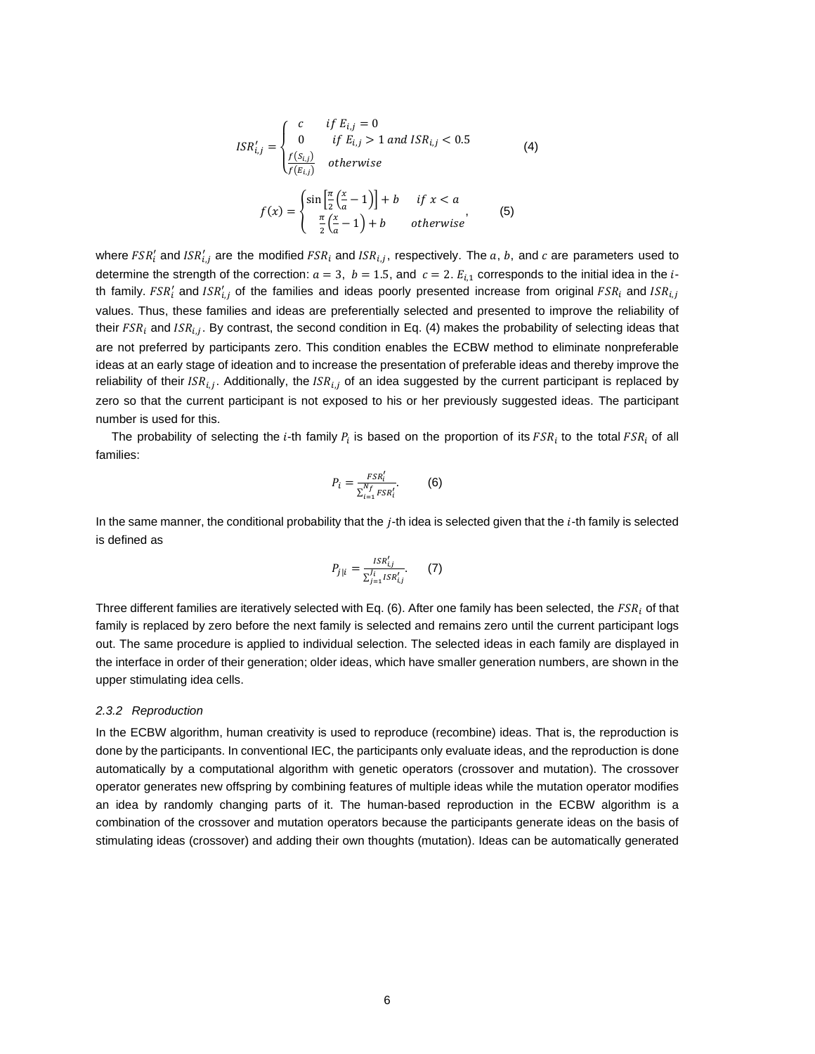$$ISR'_{i,j} = \begin{cases} c & if\ E_{i,j} = 0 \\ 0 & if\ E_{i,j} > 1\ and\ ISR_{i,j} < 0.5 \\ \frac{f(S_{i,j})}{f(E_{i,j})} & otherwise \end{cases} \qquad (4)$$

$$f(x) = \begin{cases} \sin\left[\frac{\pi}{2}\left(\frac{x}{a} - 1\right)\right] + b & if\ x < a \\ \frac{\pi}{2}\left(\frac{x}{a} - 1\right) + b & otherwise \end{cases}, \qquad (5)$$

where $FSR'_i$ and $ISR'_{i,j}$ are the modified $FSR_i$ and $ISR_{i,j}$, respectively. The $a$, $b$, and $c$ are parameters used to determine the strength of the correction: $a = 3$, $b = 1.5$, and $c = 2$. $E_{i,1}$ corresponds to the initial idea in the $i$-th family. $FSR'_i$ and $ISR'_{i,j}$ of the families and ideas poorly presented increase from original $FSR_i$ and $ISR_{i,j}$ values. Thus, these families and ideas are preferentially selected and presented to improve the reliability of their $FSR_i$ and $ISR_{i,j}$. By contrast, the second condition in Eq. (4) makes the probability of selecting ideas that are not preferred by participants zero. This condition enables the ECBW method to eliminate nonpreferable ideas at an early stage of ideation and to increase the presentation of preferable ideas and thereby improve the reliability of their $ISR_{i,j}$. Additionally, the $ISR_{i,j}$ of an idea suggested by the current participant is replaced by zero so that the current participant is not exposed to his or her previously suggested ideas. The participant number is used for this.

The probability of selecting the $i$-th family $P_i$ is based on the proportion of its $FSR_i$ to the total $FSR_i$ of all families:

$$P_i = \frac{FSR'_i}{\sum_{i=1}^{N_f} FSR'_i}. \qquad (6)$$

In the same manner, the conditional probability that the $j$-th idea is selected given that the $i$-th family is selected is defined as

$$P_{j|i} = \frac{ISR'_{i,j}}{\sum_{j=1}^{J_i} ISR'_{i,j}}. \qquad (7)$$

Three different families are iteratively selected with Eq. (6). After one family has been selected, the $FSR_i$ of that family is replaced by zero before the next family is selected and remains zero until the current participant logs out. The same procedure is applied to individual selection. The selected ideas in each family are displayed in the interface in order of their generation; older ideas, which have smaller generation numbers, are shown in the upper stimulating idea cells.

#### *2.3.2 Reproduction*

In the ECBW algorithm, human creativity is used to reproduce (recombine) ideas. That is, the reproduction is done by the participants. In conventional IEC, the participants only evaluate ideas, and the reproduction is done automatically by a computational algorithm with genetic operators (crossover and mutation). The crossover operator generates new offspring by combining features of multiple ideas while the mutation operator modifies an idea by randomly changing parts of it. The human-based reproduction in the ECBW algorithm is a combination of the crossover and mutation operators because the participants generate ideas on the basis of stimulating ideas (crossover) and adding their own thoughts (mutation). Ideas can be automatically generated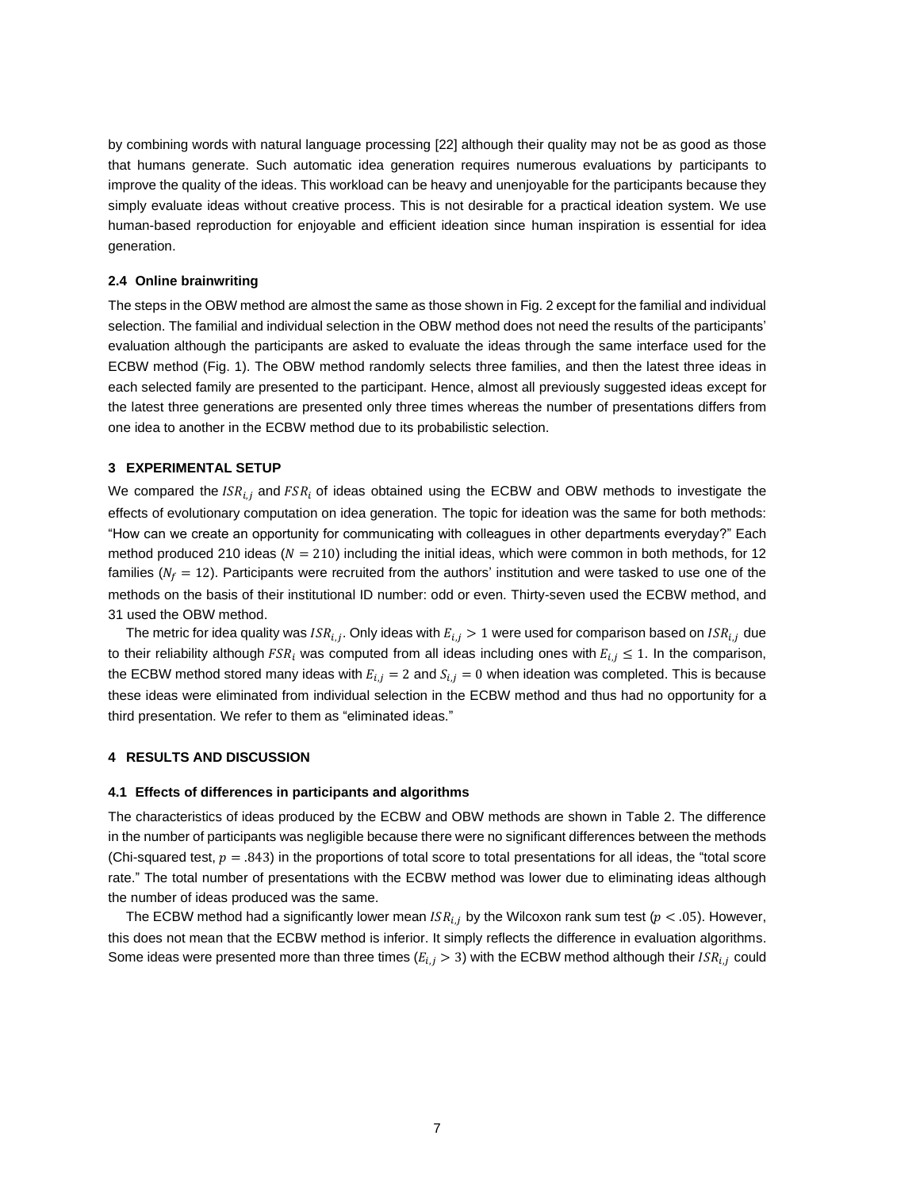by combining words with natural language processing [22] although their quality may not be as good as those that humans generate. Such automatic idea generation requires numerous evaluations by participants to improve the quality of the ideas. This workload can be heavy and unenjoyable for the participants because they simply evaluate ideas without creative process. This is not desirable for a practical ideation system. We use human-based reproduction for enjoyable and efficient ideation since human inspiration is essential for idea generation.

### 2.4 Online brainwriting

The steps in the OBW method are almost the same as those shown in Fig. 2 except for the familial and individual selection. The familial and individual selection in the OBW method does not need the results of the participants' evaluation although the participants are asked to evaluate the ideas through the same interface used for the ECBW method (Fig. 1). The OBW method randomly selects three families, and then the latest three ideas in each selected family are presented to the participant. Hence, almost all previously suggested ideas except for the latest three generations are presented only three times whereas the number of presentations differs from one idea to another in the ECBW method due to its probabilistic selection.

## 3 EXPERIMENTAL SETUP

We compared the $ISR_{i,j}$ and $FSR_i$ of ideas obtained using the ECBW and OBW methods to investigate the effects of evolutionary computation on idea generation. The topic for ideation was the same for both methods: "How can we create an opportunity for communicating with colleagues in other departments everyday?" Each method produced 210 ideas ($N = 210$) including the initial ideas, which were common in both methods, for 12 families ($N_f = 12$). Participants were recruited from the authors' institution and were tasked to use one of the methods on the basis of their institutional ID number: odd or even. Thirty-seven used the ECBW method, and 31 used the OBW method.

The metric for idea quality was $ISR_{i,j}$. Only ideas with $E_{i,j} > 1$ were used for comparison based on $ISR_{i,j}$ due to their reliability although $FSR_i$ was computed from all ideas including ones with $E_{i,j} \leq 1$. In the comparison, the ECBW method stored many ideas with $E_{i,j} = 2$ and $S_{i,j} = 0$ when ideation was completed. This is because these ideas were eliminated from individual selection in the ECBW method and thus had no opportunity for a third presentation. We refer to them as "eliminated ideas."

## 4 RESULTS AND DISCUSSION

### 4.1 Effects of differences in participants and algorithms

The characteristics of ideas produced by the ECBW and OBW methods are shown in Table 2. The difference in the number of participants was negligible because there were no significant differences between the methods (Chi-squared test, $p = .843$) in the proportions of total score to total presentations for all ideas, the "total score rate." The total number of presentations with the ECBW method was lower due to eliminating ideas although the number of ideas produced was the same.

The ECBW method had a significantly lower mean $ISR_{i,j}$ by the Wilcoxon rank sum test ($p < .05$). However, this does not mean that the ECBW method is inferior. It simply reflects the difference in evaluation algorithms. Some ideas were presented more than three times ($E_{i,j} > 3$) with the ECBW method although their $ISR_{i,j}$ could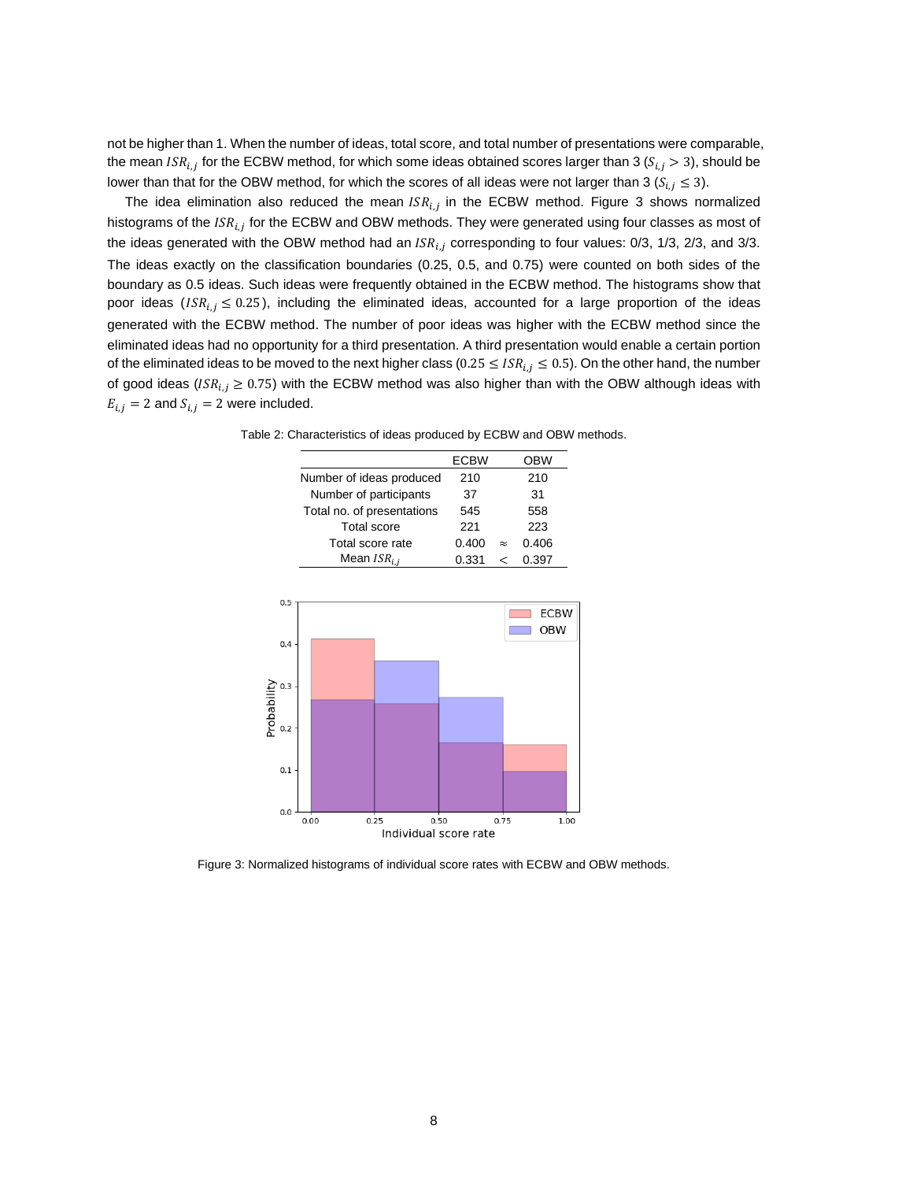not be higher than 1. When the number of ideas, total score, and total number of presentations were comparable, the mean $ISR_{i,j}$ for the ECBW method, for which some ideas obtained scores larger than 3 ($S_{i,j} > 3$), should be lower than that for the OBW method, for which the scores of all ideas were not larger than 3 ($S_{i,j} \leq 3$).

The idea elimination also reduced the mean $ISR_{i,j}$ in the ECBW method. Figure 3 shows normalized histograms of the $ISR_{i,j}$ for the ECBW and OBW methods. They were generated using four classes as most of the ideas generated with the OBW method had an $ISR_{i,j}$ corresponding to four values: 0/3, 1/3, 2/3, and 3/3. The ideas exactly on the classification boundaries (0.25, 0.5, and 0.75) were counted on both sides of the boundary as 0.5 ideas. Such ideas were frequently obtained in the ECBW method. The histograms show that poor ideas ($ISR_{i,j} \leq 0.25$), including the eliminated ideas, accounted for a large proportion of the ideas generated with the ECBW method. The number of poor ideas was higher with the ECBW method since the eliminated ideas had no opportunity for a third presentation. A third presentation would enable a certain portion of the eliminated ideas to be moved to the next higher class ($0.25 \leq ISR_{i,j} \leq 0.5$). On the other hand, the number of good ideas ($ISR_{i,j} \geq 0.75$) with the ECBW method was also higher than with the OBW although ideas with $E_{i,j} = 2$ and $S_{i,j} = 2$ were included.

Table 2: Characteristics of ideas produced by ECBW and OBW methods.

| | ECBW | | OBW |
|---|---|---|---|
| Number of ideas produced | 210 | | 210 |
| Number of participants | 37 | | 31 |
| Total no. of presentations | 545 | | 558 |
| Total score | 221 | | 223 |
| Total score rate | 0.400 | $\approx$ | 0.406 |
| Mean $ISR_{i,j}$ | 0.331 | $<$ | 0.397 |

Figure 3: Normalized histograms of individual score rates with ECBW and OBW methods.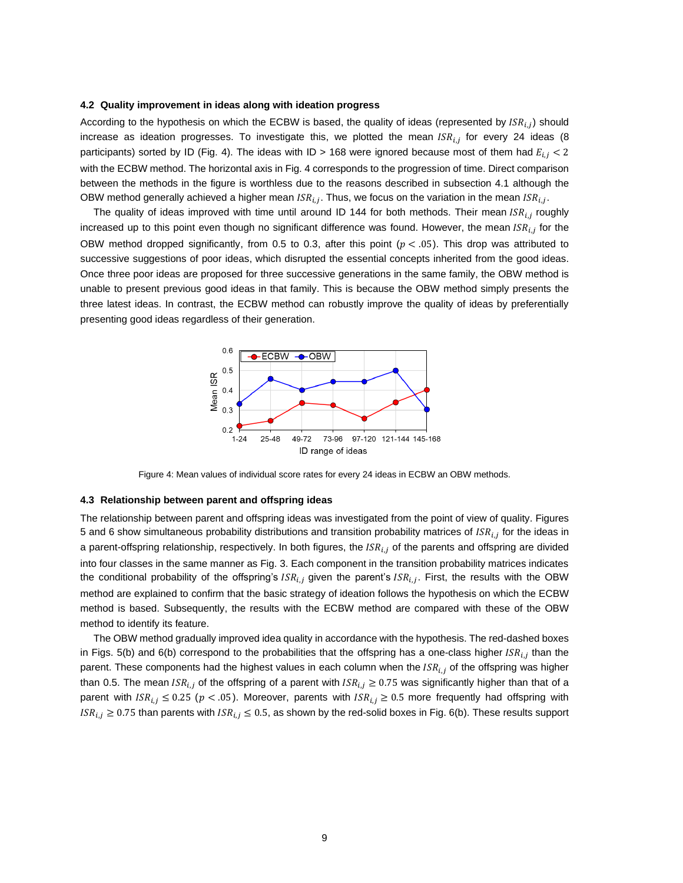### 4.2 Quality improvement in ideas along with ideation progress

According to the hypothesis on which the ECBW is based, the quality of ideas (represented by $ISR_{i,j}$) should increase as ideation progresses. To investigate this, we plotted the mean $ISR_{i,j}$ for every 24 ideas (8 participants) sorted by ID (Fig. 4). The ideas with ID > 168 were ignored because most of them had $E_{i,j} < 2$ with the ECBW method. The horizontal axis in Fig. 4 corresponds to the progression of time. Direct comparison between the methods in the figure is worthless due to the reasons described in subsection 4.1 although the OBW method generally achieved a higher mean $ISR_{i,j}$. Thus, we focus on the variation in the mean $ISR_{i,j}$.

The quality of ideas improved with time until around ID 144 for both methods. Their mean $ISR_{i,j}$ roughly increased up to this point even though no significant difference was found. However, the mean $ISR_{i,j}$ for the OBW method dropped significantly, from 0.5 to 0.3, after this point ($p < .05$). This drop was attributed to successive suggestions of poor ideas, which disrupted the essential concepts inherited from the good ideas. Once three poor ideas are proposed for three successive generations in the same family, the OBW method is unable to present previous good ideas in that family. This is because the OBW method simply presents the three latest ideas. In contrast, the ECBW method can robustly improve the quality of ideas by preferentially presenting good ideas regardless of their generation.

Figure 4: Mean values of individual score rates for every 24 ideas in ECBW an OBW methods.

### 4.3 Relationship between parent and offspring ideas

The relationship between parent and offspring ideas was investigated from the point of view of quality. Figures 5 and 6 show simultaneous probability distributions and transition probability matrices of $ISR_{i,j}$ for the ideas in a parent-offspring relationship, respectively. In both figures, the $ISR_{i,j}$ of the parents and offspring are divided into four classes in the same manner as Fig. 3. Each component in the transition probability matrices indicates the conditional probability of the offspring's $ISR_{i,j}$ given the parent's $ISR_{i,j}$. First, the results with the OBW method are explained to confirm that the basic strategy of ideation follows the hypothesis on which the ECBW method is based. Subsequently, the results with the ECBW method are compared with these of the OBW method to identify its feature.

The OBW method gradually improved idea quality in accordance with the hypothesis. The red-dashed boxes in Figs. 5(b) and 6(b) correspond to the probabilities that the offspring has a one-class higher $ISR_{i,j}$ than the parent. These components had the highest values in each column when the $ISR_{i,j}$ of the offspring was higher than 0.5. The mean $ISR_{i,j}$ of the offspring of a parent with $ISR_{i,j} \geq 0.75$ was significantly higher than that of a parent with $ISR_{i,j} \leq 0.25$ ($p < .05$). Moreover, parents with $ISR_{i,j} \geq 0.5$ more frequently had offspring with $ISR_{i,j} \geq 0.75$ than parents with $ISR_{i,j} \leq 0.5$, as shown by the red-solid boxes in Fig. 6(b). These results support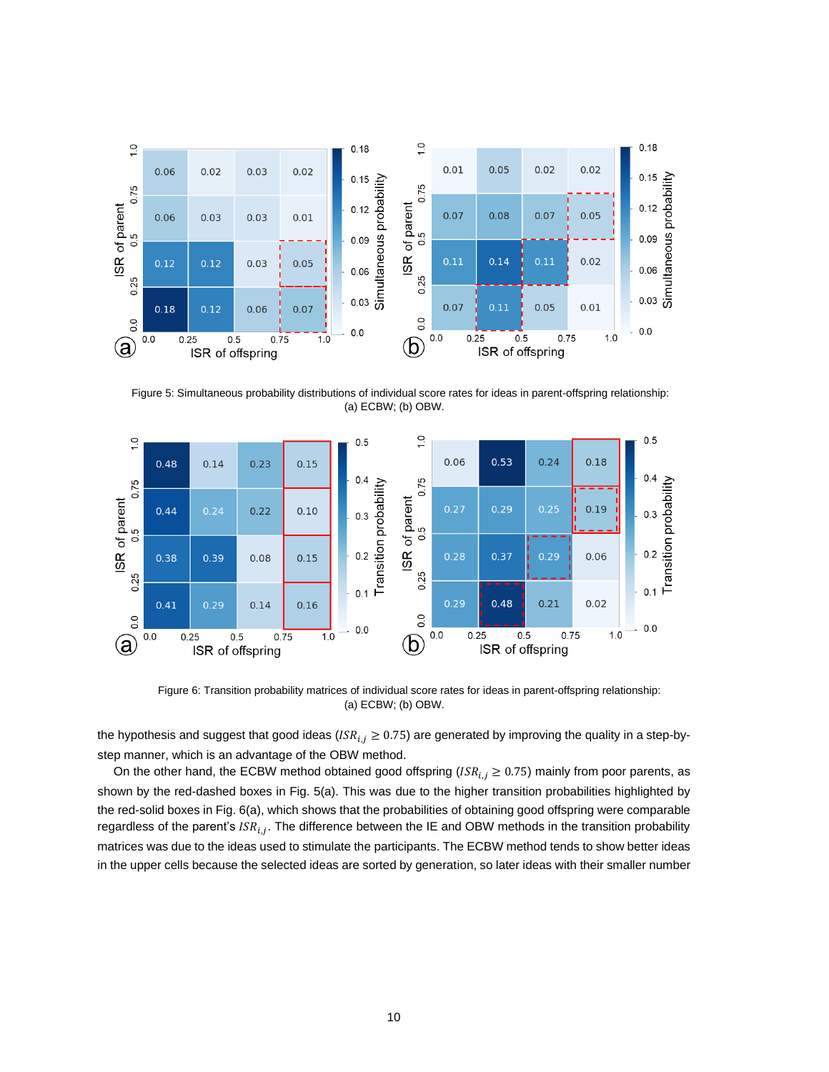Figure 5: Simultaneous probability distributions of individual score rates for ideas in parent-offspring relationship: (a) ECBW; (b) OBW.

Figure 6: Transition probability matrices of individual score rates for ideas in parent-offspring relationship: (a) ECBW; (b) OBW.

the hypothesis and suggest that good ideas ($ISR_{i,j} \geq 0.75$) are generated by improving the quality in a step-by-step manner, which is an advantage of the OBW method.

On the other hand, the ECBW method obtained good offspring ($ISR_{i,j} \geq 0.75$) mainly from poor parents, as shown by the red-dashed boxes in Fig. 5(a). This was due to the higher transition probabilities highlighted by the red-solid boxes in Fig. 6(a), which shows that the probabilities of obtaining good offspring were comparable regardless of the parent's $ISR_{i,j}$. The difference between the IE and OBW methods in the transition probability matrices was due to the ideas used to stimulate the participants. The ECBW method tends to show better ideas in the upper cells because the selected ideas are sorted by generation, so later ideas with their smaller number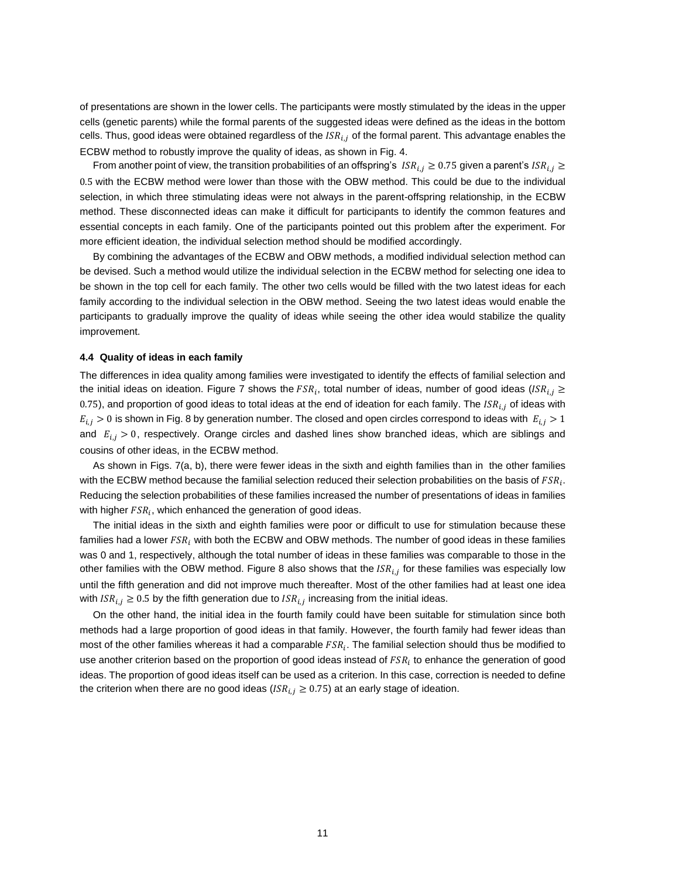of presentations are shown in the lower cells. The participants were mostly stimulated by the ideas in the upper cells (genetic parents) while the formal parents of the suggested ideas were defined as the ideas in the bottom cells. Thus, good ideas were obtained regardless of the $ISR_{i,j}$ of the formal parent. This advantage enables the ECBW method to robustly improve the quality of ideas, as shown in Fig. 4.

From another point of view, the transition probabilities of an offspring's $ISR_{i,j} \geq 0.75$ given a parent's $ISR_{i,j} \geq 0.5$ with the ECBW method were lower than those with the OBW method. This could be due to the individual selection, in which three stimulating ideas were not always in the parent-offspring relationship, in the ECBW method. These disconnected ideas can make it difficult for participants to identify the common features and essential concepts in each family. One of the participants pointed out this problem after the experiment. For more efficient ideation, the individual selection method should be modified accordingly.

By combining the advantages of the ECBW and OBW methods, a modified individual selection method can be devised. Such a method would utilize the individual selection in the ECBW method for selecting one idea to be shown in the top cell for each family. The other two cells would be filled with the two latest ideas for each family according to the individual selection in the OBW method. Seeing the two latest ideas would enable the participants to gradually improve the quality of ideas while seeing the other idea would stabilize the quality improvement.

### 4.4 Quality of ideas in each family

The differences in idea quality among families were investigated to identify the effects of familial selection and the initial ideas on ideation. Figure 7 shows the $FSR_i$, total number of ideas, number of good ideas ($ISR_{i,j} \geq 0.75$), and proportion of good ideas to total ideas at the end of ideation for each family. The $ISR_{i,j}$ of ideas with $E_{i,j} > 0$ is shown in Fig. 8 by generation number. The closed and open circles correspond to ideas with $E_{i,j} > 1$ and $E_{i,j} > 0$, respectively. Orange circles and dashed lines show branched ideas, which are siblings and cousins of other ideas, in the ECBW method.

As shown in Figs. 7(a, b), there were fewer ideas in the sixth and eighth families than in the other families with the ECBW method because the familial selection reduced their selection probabilities on the basis of $FSR_i$. Reducing the selection probabilities of these families increased the number of presentations of ideas in families with higher $FSR_i$, which enhanced the generation of good ideas.

The initial ideas in the sixth and eighth families were poor or difficult to use for stimulation because these families had a lower $FSR_i$ with both the ECBW and OBW methods. The number of good ideas in these families was 0 and 1, respectively, although the total number of ideas in these families was comparable to those in the other families with the OBW method. Figure 8 also shows that the $ISR_{i,j}$ for these families was especially low until the fifth generation and did not improve much thereafter. Most of the other families had at least one idea with $ISR_{i,j} \geq 0.5$ by the fifth generation due to $ISR_{i,j}$ increasing from the initial ideas.

On the other hand, the initial idea in the fourth family could have been suitable for stimulation since both methods had a large proportion of good ideas in that family. However, the fourth family had fewer ideas than most of the other families whereas it had a comparable $FSR_i$. The familial selection should thus be modified to use another criterion based on the proportion of good ideas instead of $FSR_i$ to enhance the generation of good ideas. The proportion of good ideas itself can be used as a criterion. In this case, correction is needed to define the criterion when there are no good ideas ($ISR_{i,j} \geq 0.75$) at an early stage of ideation.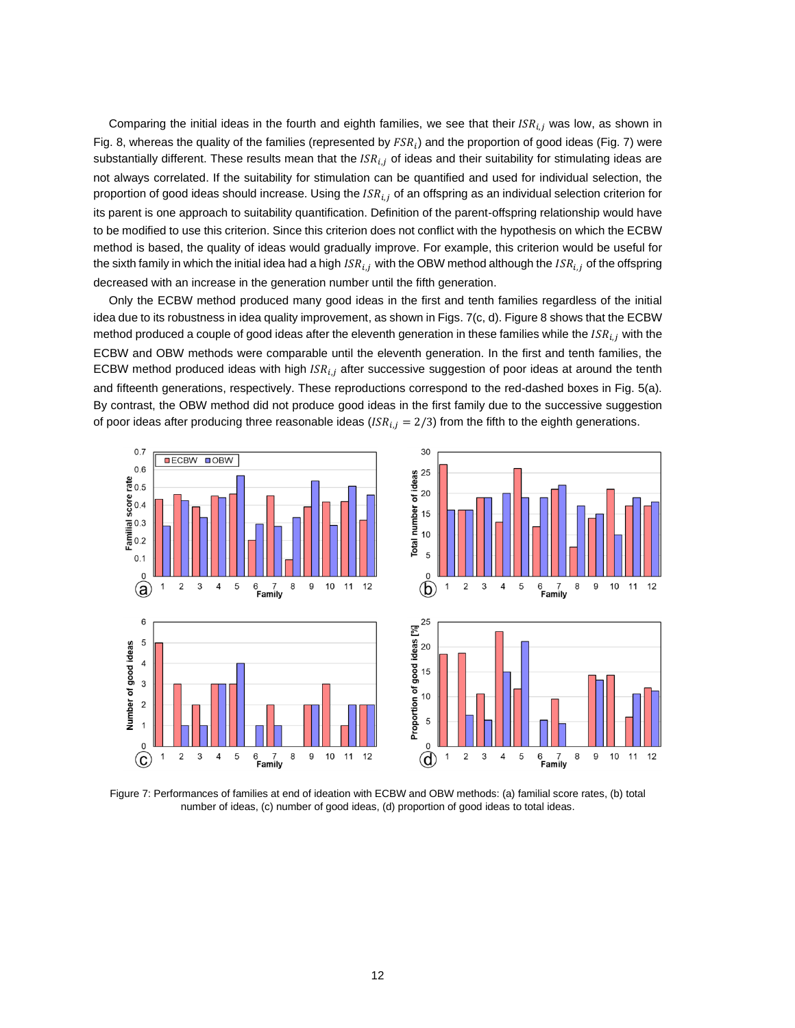Comparing the initial ideas in the fourth and eighth families, we see that their $ISR_{i,j}$ was low, as shown in Fig. 8, whereas the quality of the families (represented by $FSR_i$) and the proportion of good ideas (Fig. 7) were substantially different. These results mean that the $ISR_{i,j}$ of ideas and their suitability for stimulating ideas are not always correlated. If the suitability for stimulation can be quantified and used for individual selection, the proportion of good ideas should increase. Using the $ISR_{i,j}$ of an offspring as an individual selection criterion for its parent is one approach to suitability quantification. Definition of the parent-offspring relationship would have to be modified to use this criterion. Since this criterion does not conflict with the hypothesis on which the ECBW method is based, the quality of ideas would gradually improve. For example, this criterion would be useful for the sixth family in which the initial idea had a high $ISR_{i,j}$ with the OBW method although the $ISR_{i,j}$ of the offspring decreased with an increase in the generation number until the fifth generation.

Only the ECBW method produced many good ideas in the first and tenth families regardless of the initial idea due to its robustness in idea quality improvement, as shown in Figs. 7(c, d). Figure 8 shows that the ECBW method produced a couple of good ideas after the eleventh generation in these families while the $ISR_{i,j}$ with the ECBW and OBW methods were comparable until the eleventh generation. In the first and tenth families, the ECBW method produced ideas with high $ISR_{i,j}$ after successive suggestion of poor ideas at around the tenth and fifteenth generations, respectively. These reproductions correspond to the red-dashed boxes in Fig. 5(a). By contrast, the OBW method did not produce good ideas in the first family due to the successive suggestion of poor ideas after producing three reasonable ideas ($ISR_{i,j} = 2/3$) from the fifth to the eighth generations.

Figure 7: Performances of families at end of ideation with ECBW and OBW methods: (a) familial score rates, (b) total number of ideas, (c) number of good ideas, (d) proportion of good ideas to total ideas.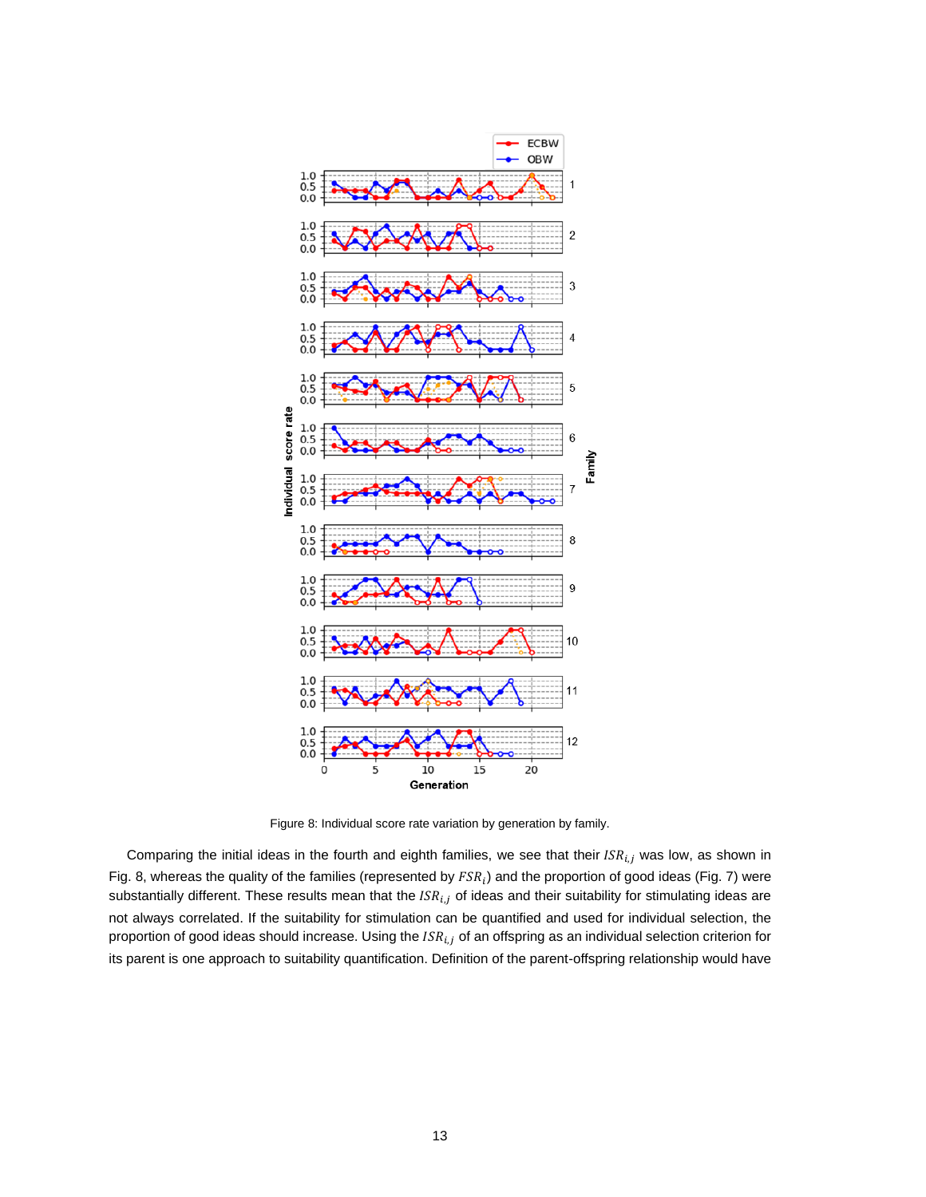Figure 8: Individual score rate variation by generation by family.

Comparing the initial ideas in the fourth and eighth families, we see that their $ISR_{i,j}$ was low, as shown in Fig. 8, whereas the quality of the families (represented by $FSR_i$) and the proportion of good ideas (Fig. 7) were substantially different. These results mean that the $ISR_{i,j}$ of ideas and their suitability for stimulating ideas are not always correlated. If the suitability for stimulation can be quantified and used for individual selection, the proportion of good ideas should increase. Using the $ISR_{i,j}$ of an offspring as an individual selection criterion for its parent is one approach to suitability quantification. Definition of the parent-offspring relationship would have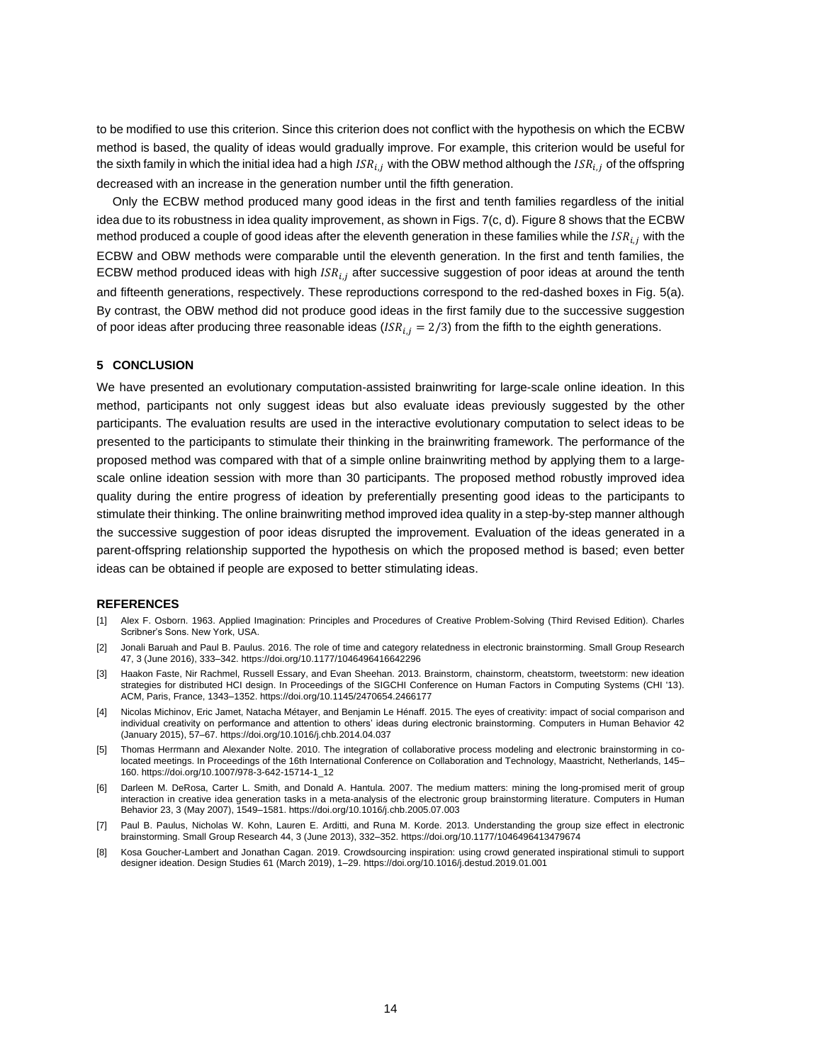to be modified to use this criterion. Since this criterion does not conflict with the hypothesis on which the ECBW method is based, the quality of ideas would gradually improve. For example, this criterion would be useful for the sixth family in which the initial idea had a high $ISR_{i,j}$ with the OBW method although the $ISR_{i,j}$ of the offspring decreased with an increase in the generation number until the fifth generation.

Only the ECBW method produced many good ideas in the first and tenth families regardless of the initial idea due to its robustness in idea quality improvement, as shown in Figs. 7(c, d). Figure 8 shows that the ECBW method produced a couple of good ideas after the eleventh generation in these families while the $ISR_{i,j}$ with the ECBW and OBW methods were comparable until the eleventh generation. In the first and tenth families, the ECBW method produced ideas with high $ISR_{i,j}$ after successive suggestion of poor ideas at around the tenth and fifteenth generations, respectively. These reproductions correspond to the red-dashed boxes in Fig. 5(a). By contrast, the OBW method did not produce good ideas in the first family due to the successive suggestion of poor ideas after producing three reasonable ideas ($ISR_{i,j} = 2/3$) from the fifth to the eighth generations.

## 5 CONCLUSION

We have presented an evolutionary computation-assisted brainwriting for large-scale online ideation. In this method, participants not only suggest ideas but also evaluate ideas previously suggested by the other participants. The evaluation results are used in the interactive evolutionary computation to select ideas to be presented to the participants to stimulate their thinking in the brainwriting framework. The performance of the proposed method was compared with that of a simple online brainwriting method by applying them to a large-scale online ideation session with more than 30 participants. The proposed method robustly improved idea quality during the entire progress of ideation by preferentially presenting good ideas to the participants to stimulate their thinking. The online brainwriting method improved idea quality in a step-by-step manner although the successive suggestion of poor ideas disrupted the improvement. Evaluation of the ideas generated in a parent-offspring relationship supported the hypothesis on which the proposed method is based; even better ideas can be obtained if people are exposed to better stimulating ideas.

## REFERENCES

[1] Alex F. Osborn. 1963. Applied Imagination: Principles and Procedures of Creative Problem-Solving (Third Revised Edition). Charles Scribner's Sons. New York, USA.

[2] Jonali Baruah and Paul B. Paulus. 2016. The role of time and category relatedness in electronic brainstorming. Small Group Research 47, 3 (June 2016), 333–342. https://doi.org/10.1177/1046496416642296

[3] Haakon Faste, Nir Rachmel, Russell Essary, and Evan Sheehan. 2013. Brainstorm, chainstorm, cheatstorm, tweetstorm: new ideation strategies for distributed HCI design. In Proceedings of the SIGCHI Conference on Human Factors in Computing Systems (CHI '13). ACM, Paris, France, 1343–1352. https://doi.org/10.1145/2470654.2466177

[4] Nicolas Michinov, Eric Jamet, Natacha Métayer, and Benjamin Le Hénaff. 2015. The eyes of creativity: impact of social comparison and individual creativity on performance and attention to others' ideas during electronic brainstorming. Computers in Human Behavior 42 (January 2015), 57–67. https://doi.org/10.1016/j.chb.2014.04.037

[5] Thomas Herrmann and Alexander Nolte. 2010. The integration of collaborative process modeling and electronic brainstorming in co-located meetings. In Proceedings of the 16th International Conference on Collaboration and Technology, Maastricht, Netherlands, 145–160. https://doi.org/10.1007/978-3-642-15714-1_12

[6] Darleen M. DeRosa, Carter L. Smith, and Donald A. Hantula. 2007. The medium matters: mining the long-promised merit of group interaction in creative idea generation tasks in a meta-analysis of the electronic group brainstorming literature. Computers in Human Behavior 23, 3 (May 2007), 1549–1581. https://doi.org/10.1016/j.chb.2005.07.003

[7] Paul B. Paulus, Nicholas W. Kohn, Lauren E. Arditti, and Runa M. Korde. 2013. Understanding the group size effect in electronic brainstorming. Small Group Research 44, 3 (June 2013), 332–352. https://doi.org/10.1177/1046496413479674

[8] Kosa Goucher-Lambert and Jonathan Cagan. 2019. Crowdsourcing inspiration: using crowd generated inspirational stimuli to support designer ideation. Design Studies 61 (March 2019), 1–29. https://doi.org/10.1016/j.destud.2019.01.001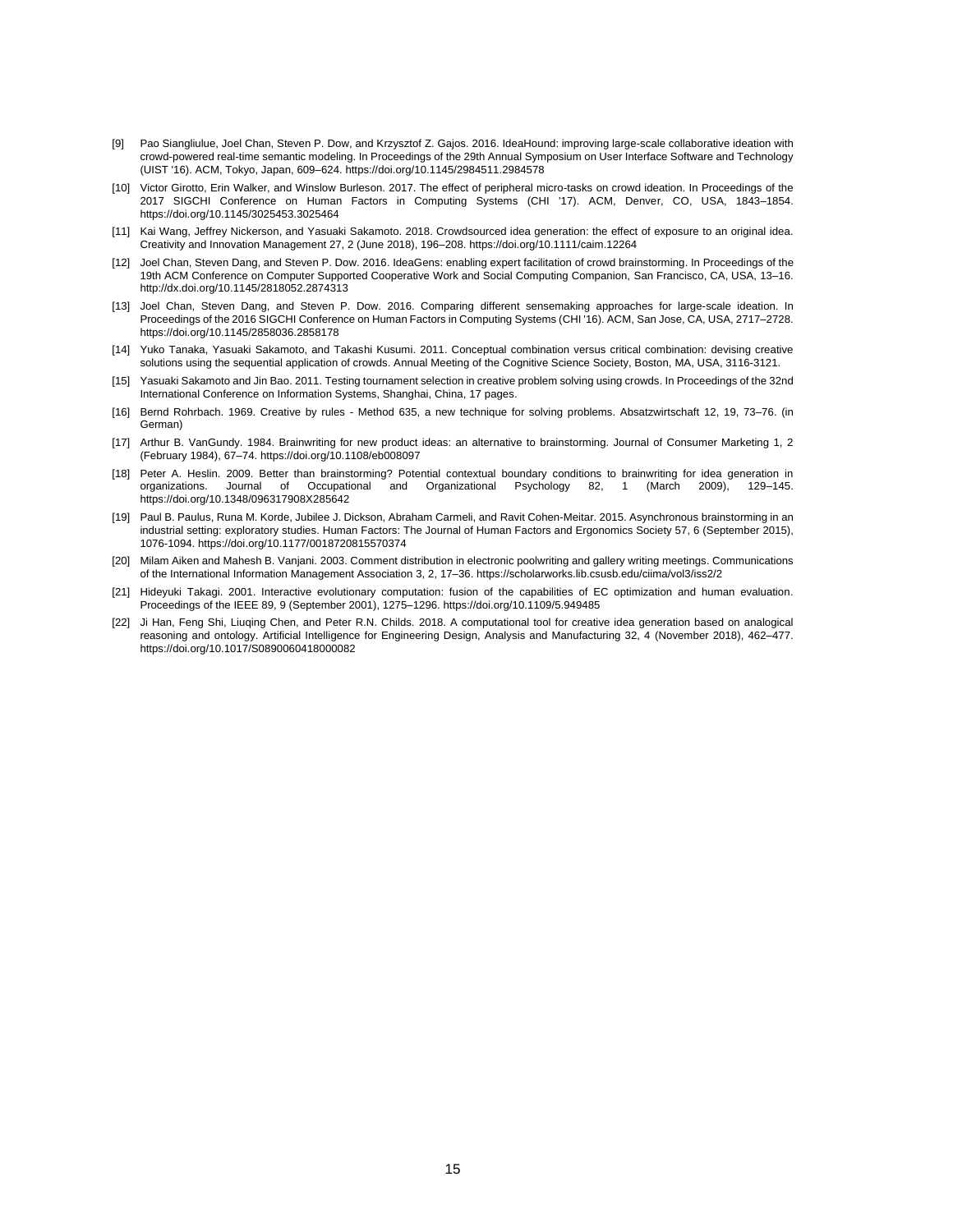[9] Pao Siangliulue, Joel Chan, Steven P. Dow, and Krzysztof Z. Gajos. 2016. IdeaHound: improving large-scale collaborative ideation with crowd-powered real-time semantic modeling. In Proceedings of the 29th Annual Symposium on User Interface Software and Technology (UIST '16). ACM, Tokyo, Japan, 609–624. https://doi.org/10.1145/2984511.2984578

[10] Victor Girotto, Erin Walker, and Winslow Burleson. 2017. The effect of peripheral micro-tasks on crowd ideation. In Proceedings of the 2017 SIGCHI Conference on Human Factors in Computing Systems (CHI '17). ACM, Denver, CO, USA, 1843–1854. https://doi.org/10.1145/3025453.3025464

[11] Kai Wang, Jeffrey Nickerson, and Yasuaki Sakamoto. 2018. Crowdsourced idea generation: the effect of exposure to an original idea. Creativity and Innovation Management 27, 2 (June 2018), 196–208. https://doi.org/10.1111/caim.12264

[12] Joel Chan, Steven Dang, and Steven P. Dow. 2016. IdeaGens: enabling expert facilitation of crowd brainstorming. In Proceedings of the 19th ACM Conference on Computer Supported Cooperative Work and Social Computing Companion, San Francisco, CA, USA, 13–16. http://dx.doi.org/10.1145/2818052.2874313

[13] Joel Chan, Steven Dang, and Steven P. Dow. 2016. Comparing different sensemaking approaches for large-scale ideation. In Proceedings of the 2016 SIGCHI Conference on Human Factors in Computing Systems (CHI '16). ACM, San Jose, CA, USA, 2717–2728. https://doi.org/10.1145/2858036.2858178

[14] Yuko Tanaka, Yasuaki Sakamoto, and Takashi Kusumi. 2011. Conceptual combination versus critical combination: devising creative solutions using the sequential application of crowds. Annual Meeting of the Cognitive Science Society, Boston, MA, USA, 3116-3121.

[15] Yasuaki Sakamoto and Jin Bao. 2011. Testing tournament selection in creative problem solving using crowds. In Proceedings of the 32nd International Conference on Information Systems, Shanghai, China, 17 pages.

[16] Bernd Rohrbach. 1969. Creative by rules - Method 635, a new technique for solving problems. Absatzwirtschaft 12, 19, 73–76. (in German)

[17] Arthur B. VanGundy. 1984. Brainwriting for new product ideas: an alternative to brainstorming. Journal of Consumer Marketing 1, 2 (February 1984), 67–74. https://doi.org/10.1108/eb008097

[18] Peter A. Heslin. 2009. Better than brainstorming? Potential contextual boundary conditions to brainwriting for idea generation in organizations. Journal of Occupational and Organizational Psychology 82, 1 (March 2009), 129–145. https://doi.org/10.1348/096317908X285642

[19] Paul B. Paulus, Runa M. Korde, Jubilee J. Dickson, Abraham Carmeli, and Ravit Cohen-Meitar. 2015. Asynchronous brainstorming in an industrial setting: exploratory studies. Human Factors: The Journal of Human Factors and Ergonomics Society 57, 6 (September 2015), 1076-1094. https://doi.org/10.1177/0018720815570374

[20] Milam Aiken and Mahesh B. Vanjani. 2003. Comment distribution in electronic poolwriting and gallery writing meetings. Communications of the International Information Management Association 3, 2, 17–36. https://scholarworks.lib.csusb.edu/ciima/vol3/iss2/2

[21] Hideyuki Takagi. 2001. Interactive evolutionary computation: fusion of the capabilities of EC optimization and human evaluation. Proceedings of the IEEE 89, 9 (September 2001), 1275–1296. https://doi.org/10.1109/5.949485

[22] Ji Han, Feng Shi, Liuqing Chen, and Peter R.N. Childs. 2018. A computational tool for creative idea generation based on analogical reasoning and ontology. Artificial Intelligence for Engineering Design, Analysis and Manufacturing 32, 4 (November 2018), 462–477. https://doi.org/10.1017/S0890060418000082